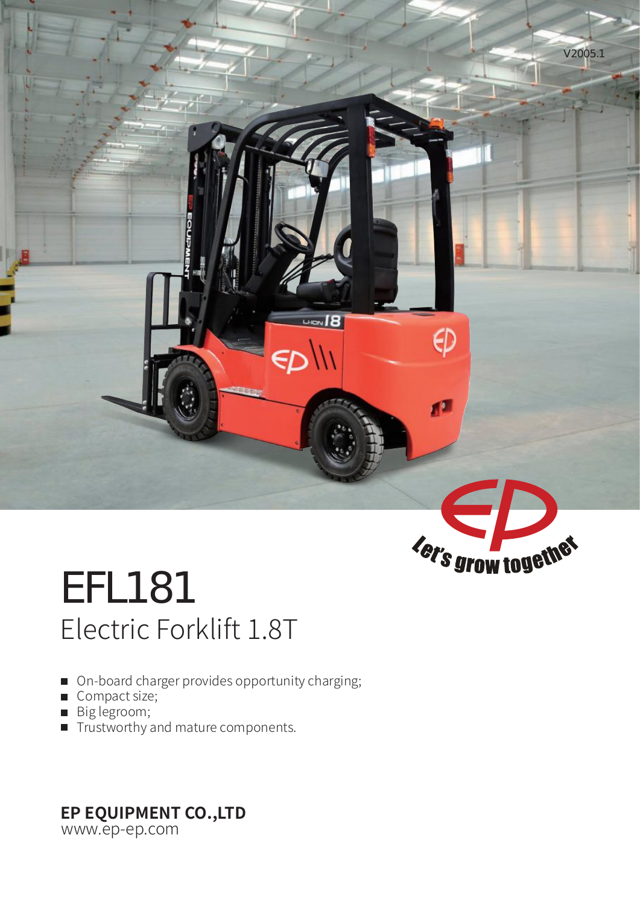V2005.1

# EFL181

## Electric Forklift 1.8T

- On-board charger provides opportunity charging;
- Compact size;
- Big legroom;
- Trustworthy and mature components.

**EP EQUIPMENT CO.,LTD**
www.ep-ep.com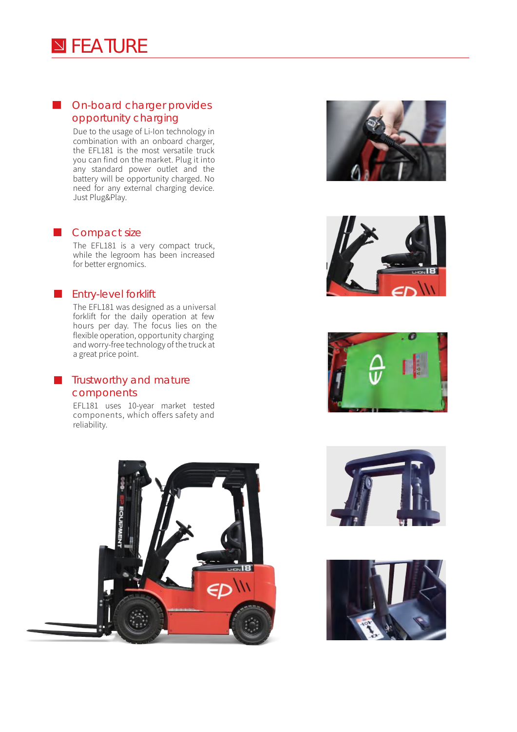# FEATURE

## On-board charger provides opportunity charging

Due to the usage of Li-Ion technology in combination with an onboard charger, the EFL181 is the most versatile truck you can find on the market. Plug it into any standard power outlet and the battery will be opportunity charged. No need for any external charging device. Just Plug&Play.

## Compact size

The EFL181 is a very compact truck, while the legroom has been increased for better ergnomics.

## Entry-level forklift

The EFL181 was designed as a universal forklift for the daily operation at few hours per day. The focus lies on the flexible operation, opportunity charging and worry-free technology of the truck at a great price point.

## Trustworthy and mature components

EFL181 uses 10-year market tested components, which offers safety and reliability.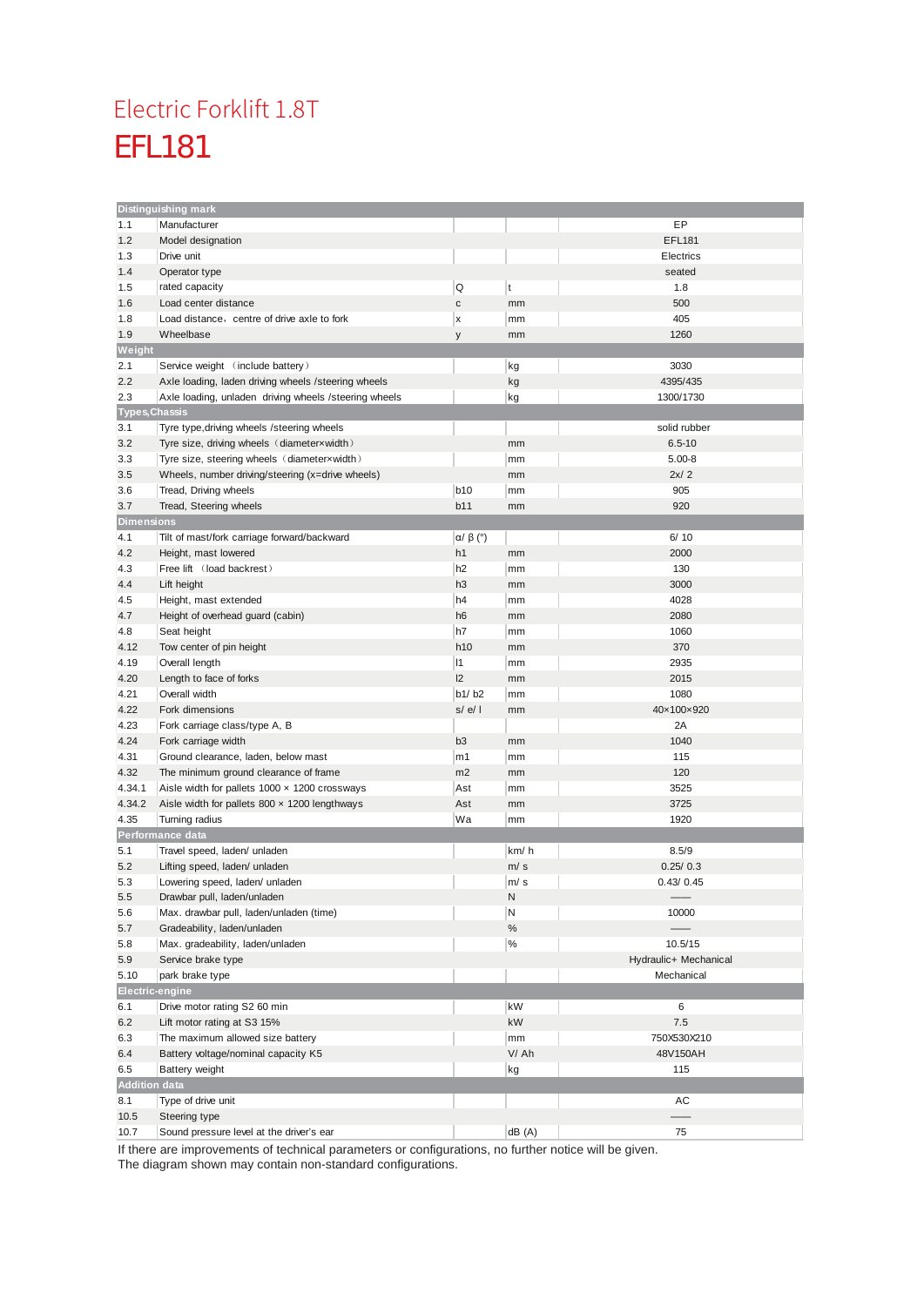# Electric Forklift 1.8T

# EFL181

| | | | | |
|---|---|---|---|---|
| **Distinguishing mark** | | | | |
| 1.1 | Manufacturer | | | EP |
| 1.2 | Model designation | | | EFL181 |
| 1.3 | Drive unit | | | Electrics |
| 1.4 | Operator type | | | seated |
| 1.5 | rated capacity | Q | t | 1.8 |
| 1.6 | Load center distance | c | mm | 500 |
| 1.8 | Load distance，centre of drive axle to fork | x | mm | 405 |
| 1.9 | Wheelbase | y | mm | 1260 |
| **Weight** | | | | |
| 2.1 | Service weight （include battery） | | kg | 3030 |
| 2.2 | Axle loading, laden driving wheels /steering wheels | | kg | 4395/435 |
| 2.3 | Axle loading, unladen driving wheels /steering wheels | | kg | 1300/1730 |
| **Types,Chassis** | | | | |
| 3.1 | Tyre type,driving wheels /steering wheels | | | solid rubber |
| 3.2 | Tyre size, driving wheels（diameter×width） | | mm | 6.5-10 |
| 3.3 | Tyre size, steering wheels（diameter×width） | | mm | 5.00-8 |
| 3.5 | Wheels, number driving/steering (x=drive wheels) | | mm | 2x/ 2 |
| 3.6 | Tread, Driving wheels | b10 | mm | 905 |
| 3.7 | Tread, Steering wheels | b11 | mm | 920 |
| **Dimensions** | | | | |
| 4.1 | Tilt of mast/fork carriage forward/backward | α/ β (°) | | 6/ 10 |
| 4.2 | Height, mast lowered | h1 | mm | 2000 |
| 4.3 | Free lift （load backrest） | h2 | mm | 130 |
| 4.4 | Lift height | h3 | mm | 3000 |
| 4.5 | Height, mast extended | h4 | mm | 4028 |
| 4.7 | Height of overhead guard (cabin) | h6 | mm | 2080 |
| 4.8 | Seat height | h7 | mm | 1060 |
| 4.12 | Tow center of pin height | h10 | mm | 370 |
| 4.19 | Overall length | l1 | mm | 2935 |
| 4.20 | Length to face of forks | l2 | mm | 2015 |
| 4.21 | Overall width | b1/ b2 | mm | 1080 |
| 4.22 | Fork dimensions | s/ e/ l | mm | 40×100×920 |
| 4.23 | Fork carriage class/type A, B | | | 2A |
| 4.24 | Fork carriage width | b3 | mm | 1040 |
| 4.31 | Ground clearance, laden, below mast | m1 | mm | 115 |
| 4.32 | The minimum ground clearance of frame | m2 | mm | 120 |
| 4.34.1 | Aisle width for pallets 1000 × 1200 crossways | Ast | mm | 3525 |
| 4.34.2 | Aisle width for pallets 800 × 1200 lengthways | Ast | mm | 3725 |
| 4.35 | Turning radius | Wa | mm | 1920 |
| **Performance data** | | | | |
| 5.1 | Travel speed, laden/ unladen | | km/ h | 8.5/9 |
| 5.2 | Lifting speed, laden/ unladen | | m/ s | 0.25/ 0.3 |
| 5.3 | Lowering speed, laden/ unladen | | m/ s | 0.43/ 0.45 |
| 5.5 | Drawbar pull, laden/unladen | | N | —— |
| 5.6 | Max. drawbar pull, laden/unladen (time) | | N | 10000 |
| 5.7 | Gradeability, laden/unladen | | % | —— |
| 5.8 | Max. gradeability, laden/unladen | | % | 10.5/15 |
| 5.9 | Service brake type | | | Hydraulic+ Mechanical |
| 5.10 | park brake type | | | Mechanical |
| **Electric-engine** | | | | |
| 6.1 | Drive motor rating S2 60 min | | kW | 6 |
| 6.2 | Lift motor rating at S3 15% | | kW | 7.5 |
| 6.3 | The maximum allowed size battery | | mm | 750X530X210 |
| 6.4 | Battery voltage/nominal capacity K5 | | V/ Ah | 48V150AH |
| 6.5 | Battery weight | | kg | 115 |
| **Addition data** | | | | |
| 8.1 | Type of drive unit | | | AC |
| 10.5 | Steering type | | | —— |
| 10.7 | Sound pressure level at the driver's ear | | dB (A) | 75 |

If there are improvements of technical parameters or configurations, no further notice will be given.
The diagram shown may contain non-standard configurations.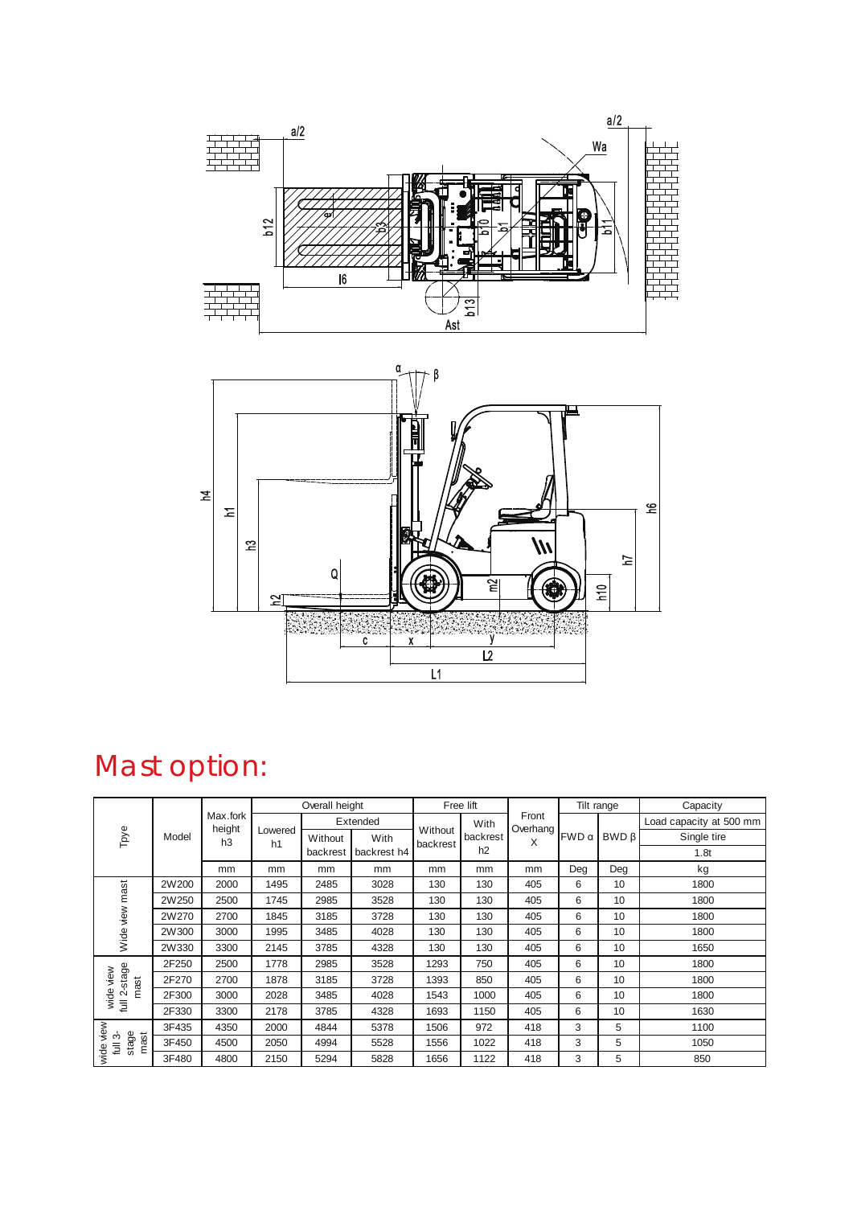# Mast option:

| Tpye | Model | Max.fork height h3 | Overall height | | | Free lift | | Front Overhang X | Tilt range | | Capacity |
|---|---|---|---|---|---|---|---|---|---|---|---|
| | | | Lowered h1 | Extended | | Without backrest | With backrest h2 | | FWD α | BWD β | Load capacity at 500 mm |
| | | | | Without backrest | With backrest h4 | | | | | | Single tire |
| | | | | | | | | | | | 1.8t |
| | | mm | mm | mm | mm | mm | mm | mm | Deg | Deg | kg |
| Wide view mast | 2W200 | 2000 | 1495 | 2485 | 3028 | 130 | 130 | 405 | 6 | 10 | 1800 |
| | 2W250 | 2500 | 1745 | 2985 | 3528 | 130 | 130 | 405 | 6 | 10 | 1800 |
| | 2W270 | 2700 | 1845 | 3185 | 3728 | 130 | 130 | 405 | 6 | 10 | 1800 |
| | 2W300 | 3000 | 1995 | 3485 | 4028 | 130 | 130 | 405 | 6 | 10 | 1800 |
| | 2W330 | 3300 | 2145 | 3785 | 4328 | 130 | 130 | 405 | 6 | 10 | 1650 |
| wide view full 2-stage mast | 2F250 | 2500 | 1778 | 2985 | 3528 | 1293 | 750 | 405 | 6 | 10 | 1800 |
| | 2F270 | 2700 | 1878 | 3185 | 3728 | 1393 | 850 | 405 | 6 | 10 | 1800 |
| | 2F300 | 3000 | 2028 | 3485 | 4028 | 1543 | 1000 | 405 | 6 | 10 | 1800 |
| | 2F330 | 3300 | 2178 | 3785 | 4328 | 1693 | 1150 | 405 | 6 | 10 | 1630 |
| wide view full 3-stage mast | 3F435 | 4350 | 2000 | 4844 | 5378 | 1506 | 972 | 418 | 3 | 5 | 1100 |
| | 3F450 | 4500 | 2050 | 4994 | 5528 | 1556 | 1022 | 418 | 3 | 5 | 1050 |
| | 3F480 | 4800 | 2150 | 5294 | 5828 | 1656 | 1122 | 418 | 3 | 5 | 850 |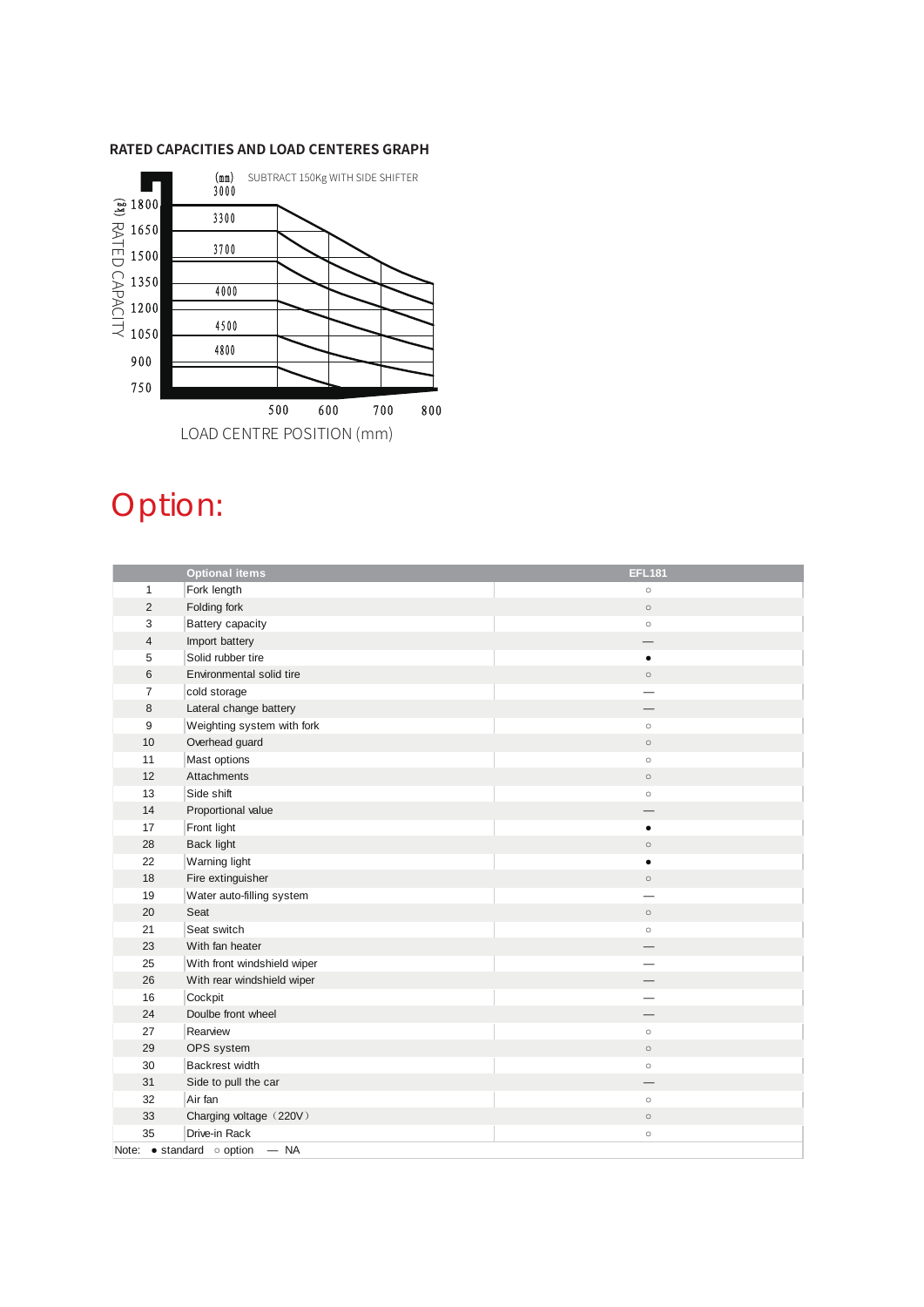## RATED CAPACITIES AND LOAD CENTERES GRAPH

(mm) SUBTRACT 150Kg WITH SIDE SHIFTER

3000

3300

3700

4000

4500

4800

(kg) RATED CAPACITY

1800

1650

1500

1350

1200

1050

900

750

500 600 700 800

LOAD CENTRE POSITION (mm)

# Option:

| | Optional items | EFL181 |
|---|---|---|
| 1 | Fork length | ○ |
| 2 | Folding fork | ○ |
| 3 | Battery capacity | ○ |
| 4 | Import battery | — |
| 5 | Solid rubber tire | ● |
| 6 | Environmental solid tire | ○ |
| 7 | cold storage | — |
| 8 | Lateral change battery | — |
| 9 | Weighting system with fork | ○ |
| 10 | Overhead guard | ○ |
| 11 | Mast options | ○ |
| 12 | Attachments | ○ |
| 13 | Side shift | ○ |
| 14 | Proportional value | — |
| 17 | Front light | ● |
| 28 | Back light | ○ |
| 22 | Warning light | ● |
| 18 | Fire extinguisher | ○ |
| 19 | Water auto-filling system | — |
| 20 | Seat | ○ |
| 21 | Seat switch | ○ |
| 23 | With fan heater | — |
| 25 | With front windshield wiper | — |
| 26 | With rear windshield wiper | — |
| 16 | Cockpit | — |
| 24 | Doulbe front wheel | — |
| 27 | Rearview | ○ |
| 29 | OPS system | ○ |
| 30 | Backrest width | ○ |
| 31 | Side to pull the car | — |
| 32 | Air fan | ○ |
| 33 | Charging voltage（220V） | ○ |
| 35 | Drive-in Rack | ○ |

Note: ● standard ○ option — NA